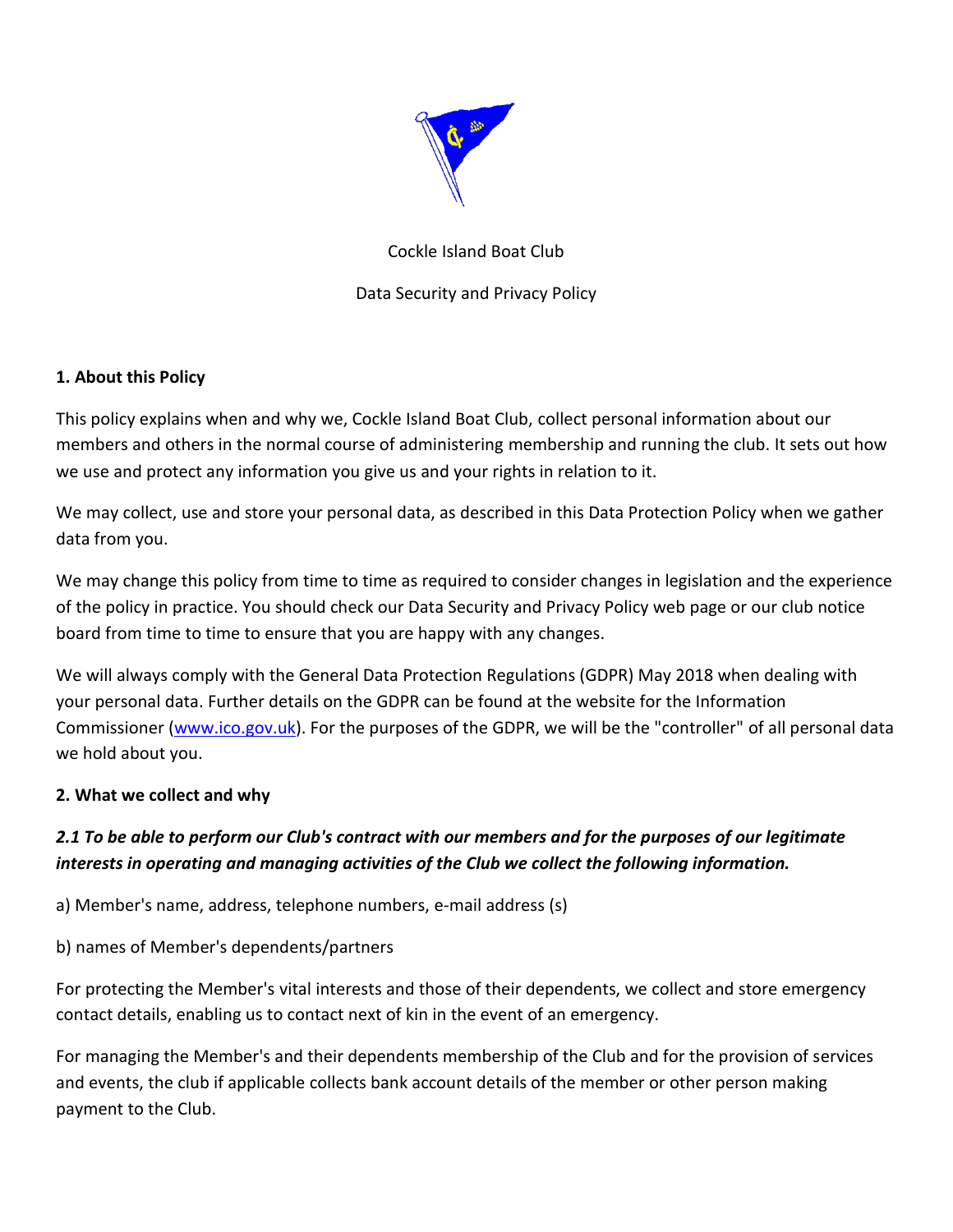Cockle Island Boat Club

Data Security and Privacy Policy

**1. About this Policy**

This policy explains when and why we, Cockle Island Boat Club, collect personal information about our members and others in the normal course of administering membership and running the club. It sets out how we use and protect any information you give us and your rights in relation to it.

We may collect, use and store your personal data, as described in this Data Protection Policy when we gather data from you.

We may change this policy from time to time as required to consider changes in legislation and the experience of the policy in practice. You should check our Data Security and Privacy Policy web page or our club notice board from time to time to ensure that you are happy with any changes.

We will always comply with the General Data Protection Regulations (GDPR) May 2018 when dealing with your personal data. Further details on the GDPR can be found at the website for the Information Commissioner ([www.ico.gov.uk](http://www.ico.gov.uk)). For the purposes of the GDPR, we will be the "controller" of all personal data we hold about you.

**2. What we collect and why**

***2.1 To be able to perform our Club's contract with our members and for the purposes of our legitimate interests in operating and managing activities of the Club we collect the following information.***

a) Member's name, address, telephone numbers, e-mail address (s)

b) names of Member's dependents/partners

For protecting the Member's vital interests and those of their dependents, we collect and store emergency contact details, enabling us to contact next of kin in the event of an emergency.

For managing the Member's and their dependents membership of the Club and for the provision of services and events, the club if applicable collects bank account details of the member or other person making payment to the Club.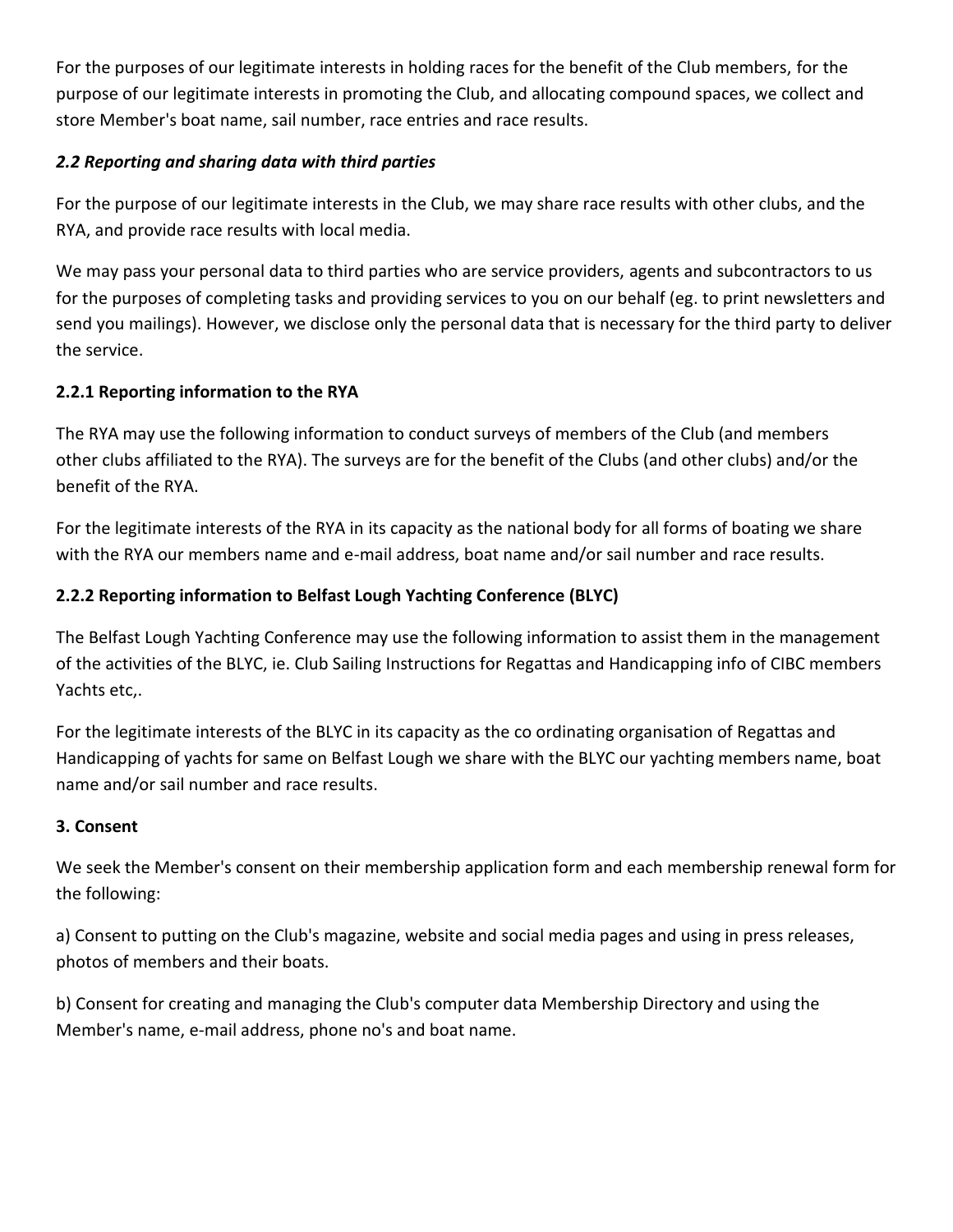For the purposes of our legitimate interests in holding races for the benefit of the Club members, for the purpose of our legitimate interests in promoting the Club, and allocating compound spaces, we collect and store Member's boat name, sail number, race entries and race results.

### *2.2 Reporting and sharing data with third parties*

For the purpose of our legitimate interests in the Club, we may share race results with other clubs, and the RYA, and provide race results with local media.

We may pass your personal data to third parties who are service providers, agents and subcontractors to us for the purposes of completing tasks and providing services to you on our behalf (eg. to print newsletters and send you mailings). However, we disclose only the personal data that is necessary for the third party to deliver the service.

#### 2.2.1 Reporting information to the RYA

The RYA may use the following information to conduct surveys of members of the Club (and members other clubs affiliated to the RYA). The surveys are for the benefit of the Clubs (and other clubs) and/or the benefit of the RYA.

For the legitimate interests of the RYA in its capacity as the national body for all forms of boating we share with the RYA our members name and e-mail address, boat name and/or sail number and race results.

#### 2.2.2 Reporting information to Belfast Lough Yachting Conference (BLYC)

The Belfast Lough Yachting Conference may use the following information to assist them in the management of the activities of the BLYC, ie. Club Sailing Instructions for Regattas and Handicapping info of CIBC members Yachts etc,.

For the legitimate interests of the BLYC in its capacity as the co ordinating organisation of Regattas and Handicapping of yachts for same on Belfast Lough we share with the BLYC our yachting members name, boat name and/or sail number and race results.

### 3. Consent

We seek the Member's consent on their membership application form and each membership renewal form for the following:

a) Consent to putting on the Club's magazine, website and social media pages and using in press releases, photos of members and their boats.

b) Consent for creating and managing the Club's computer data Membership Directory and using the Member's name, e-mail address, phone no's and boat name.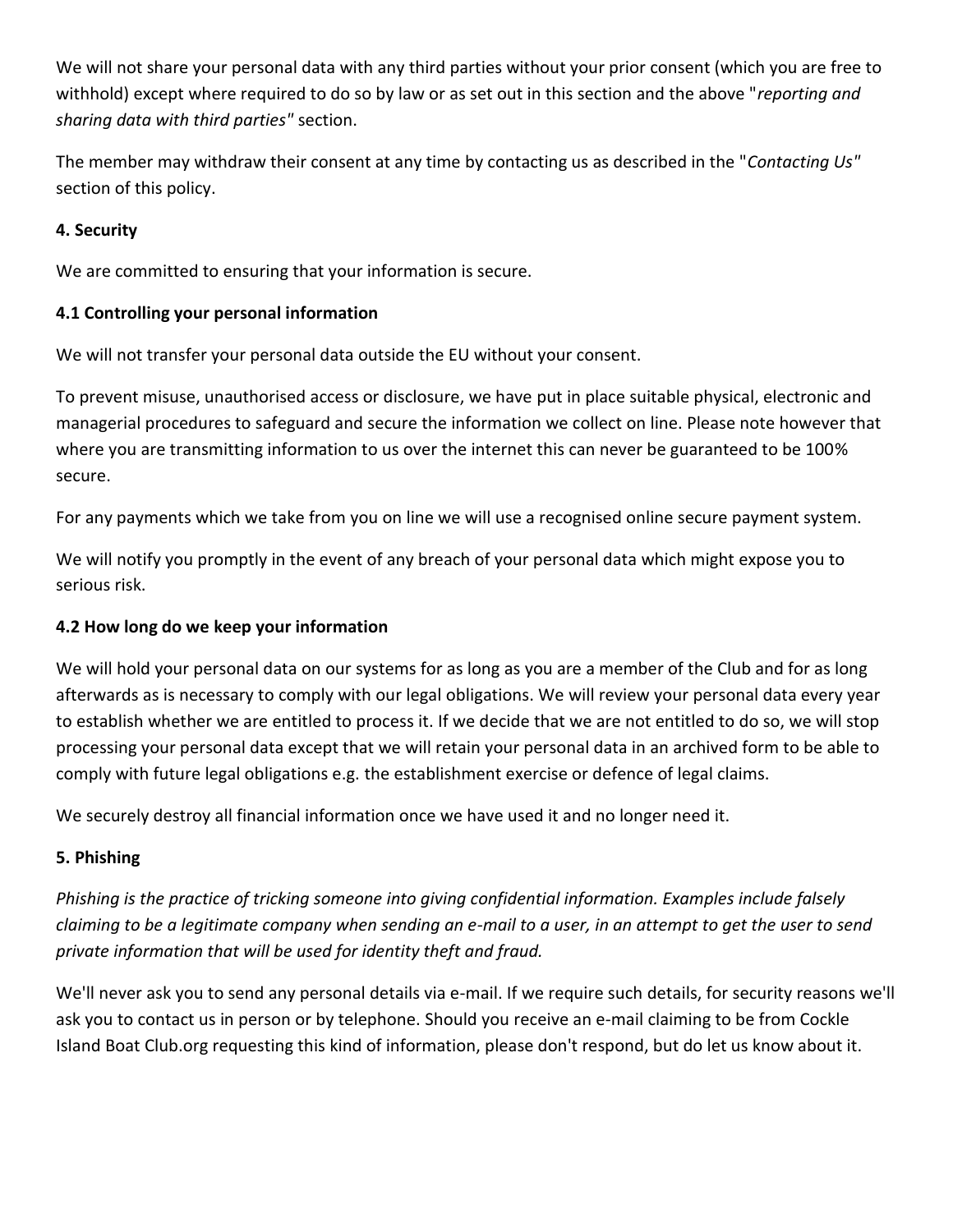We will not share your personal data with any third parties without your prior consent (which you are free to withhold) except where required to do so by law or as set out in this section and the above "*reporting and sharing data with third parties"* section.

The member may withdraw their consent at any time by contacting us as described in the "*Contacting Us"* section of this policy.

**4. Security**

We are committed to ensuring that your information is secure.

**4.1 Controlling your personal information**

We will not transfer your personal data outside the EU without your consent.

To prevent misuse, unauthorised access or disclosure, we have put in place suitable physical, electronic and managerial procedures to safeguard and secure the information we collect on line. Please note however that where you are transmitting information to us over the internet this can never be guaranteed to be 100% secure.

For any payments which we take from you on line we will use a recognised online secure payment system.

We will notify you promptly in the event of any breach of your personal data which might expose you to serious risk.

**4.2 How long do we keep your information**

We will hold your personal data on our systems for as long as you are a member of the Club and for as long afterwards as is necessary to comply with our legal obligations. We will review your personal data every year to establish whether we are entitled to process it. If we decide that we are not entitled to do so, we will stop processing your personal data except that we will retain your personal data in an archived form to be able to comply with future legal obligations e.g. the establishment exercise or defence of legal claims.

We securely destroy all financial information once we have used it and no longer need it.

**5. Phishing**

*Phishing is the practice of tricking someone into giving confidential information. Examples include falsely claiming to be a legitimate company when sending an e-mail to a user, in an attempt to get the user to send private information that will be used for identity theft and fraud.*

We'll never ask you to send any personal details via e-mail. If we require such details, for security reasons we'll ask you to contact us in person or by telephone. Should you receive an e-mail claiming to be from Cockle Island Boat Club.org requesting this kind of information, please don't respond, but do let us know about it.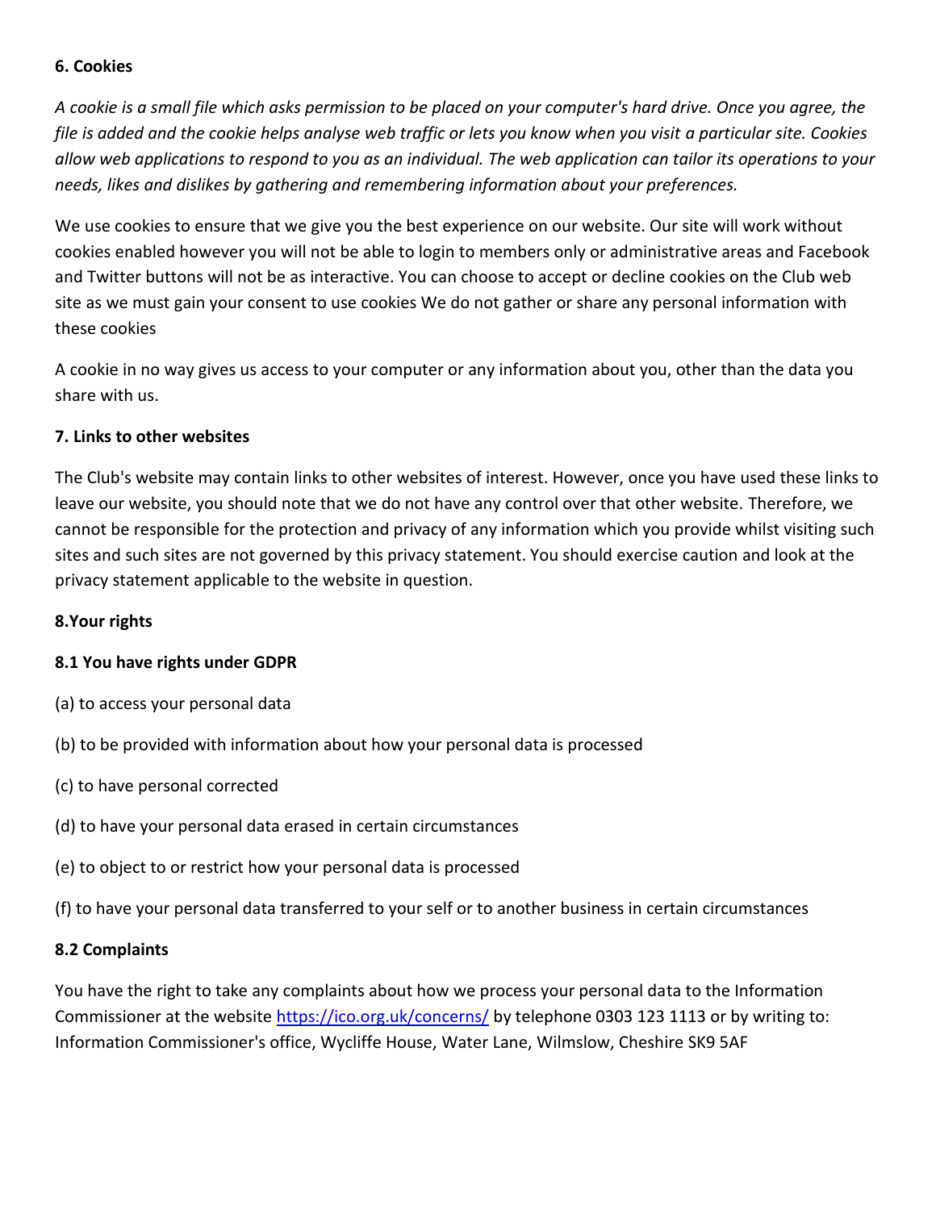**6. Cookies**

*A cookie is a small file which asks permission to be placed on your computer's hard drive. Once you agree, the file is added and the cookie helps analyse web traffic or lets you know when you visit a particular site. Cookies allow web applications to respond to you as an individual. The web application can tailor its operations to your needs, likes and dislikes by gathering and remembering information about your preferences.*

We use cookies to ensure that we give you the best experience on our website. Our site will work without cookies enabled however you will not be able to login to members only or administrative areas and Facebook and Twitter buttons will not be as interactive. You can choose to accept or decline cookies on the Club web site as we must gain your consent to use cookies We do not gather or share any personal information with these cookies

A cookie in no way gives us access to your computer or any information about you, other than the data you share with us.

**7. Links to other websites**

The Club's website may contain links to other websites of interest. However, once you have used these links to leave our website, you should note that we do not have any control over that other website. Therefore, we cannot be responsible for the protection and privacy of any information which you provide whilst visiting such sites and such sites are not governed by this privacy statement. You should exercise caution and look at the privacy statement applicable to the website in question.

**8.Your rights**

**8.1 You have rights under GDPR**

(a) to access your personal data

(b) to be provided with information about how your personal data is processed

(c) to have personal corrected

(d) to have your personal data erased in certain circumstances

(e) to object to or restrict how your personal data is processed

(f) to have your personal data transferred to your self or to another business in certain circumstances

**8.2 Complaints**

You have the right to take any complaints about how we process your personal data to the Information Commissioner at the website [https://ico.org.uk/concerns/](https://ico.org.uk/concerns/) by telephone 0303 123 1113 or by writing to: Information Commissioner's office, Wycliffe House, Water Lane, Wilmslow, Cheshire SK9 5AF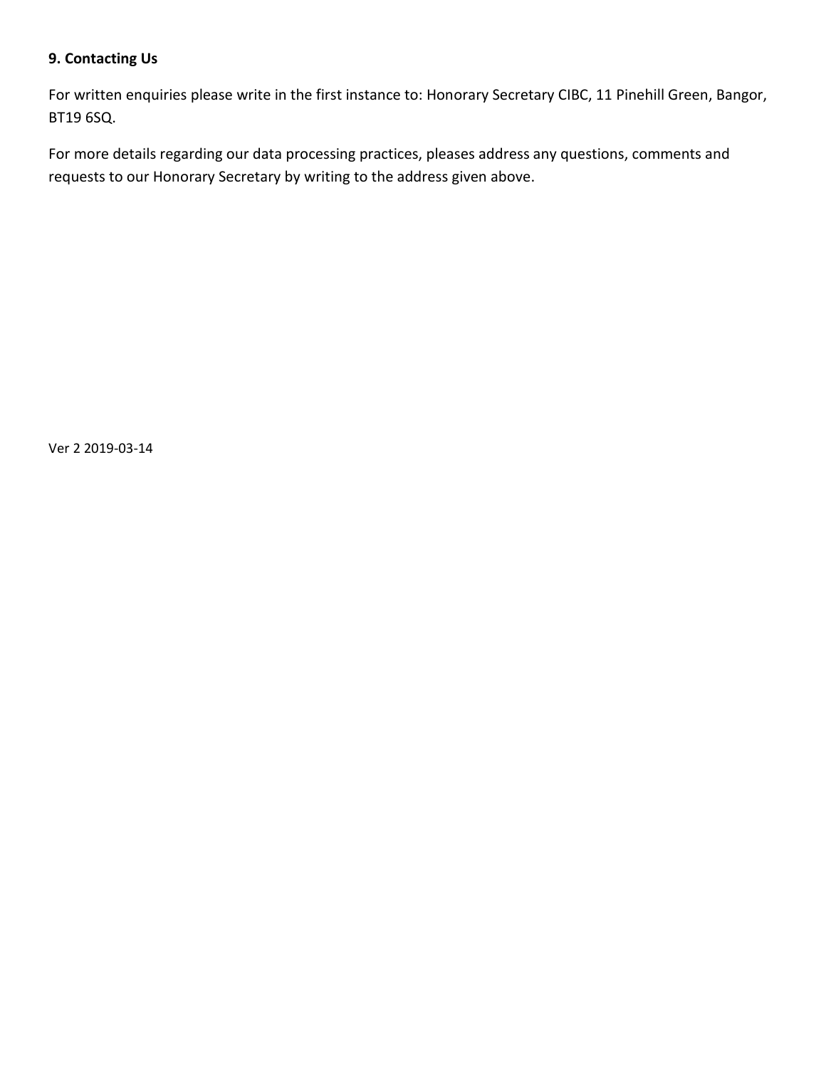### 9. Contacting Us

For written enquiries please write in the first instance to: Honorary Secretary CIBC, 11 Pinehill Green, Bangor, BT19 6SQ.

For more details regarding our data processing practices, pleases address any questions, comments and requests to our Honorary Secretary by writing to the address given above.

Ver 2 2019-03-14